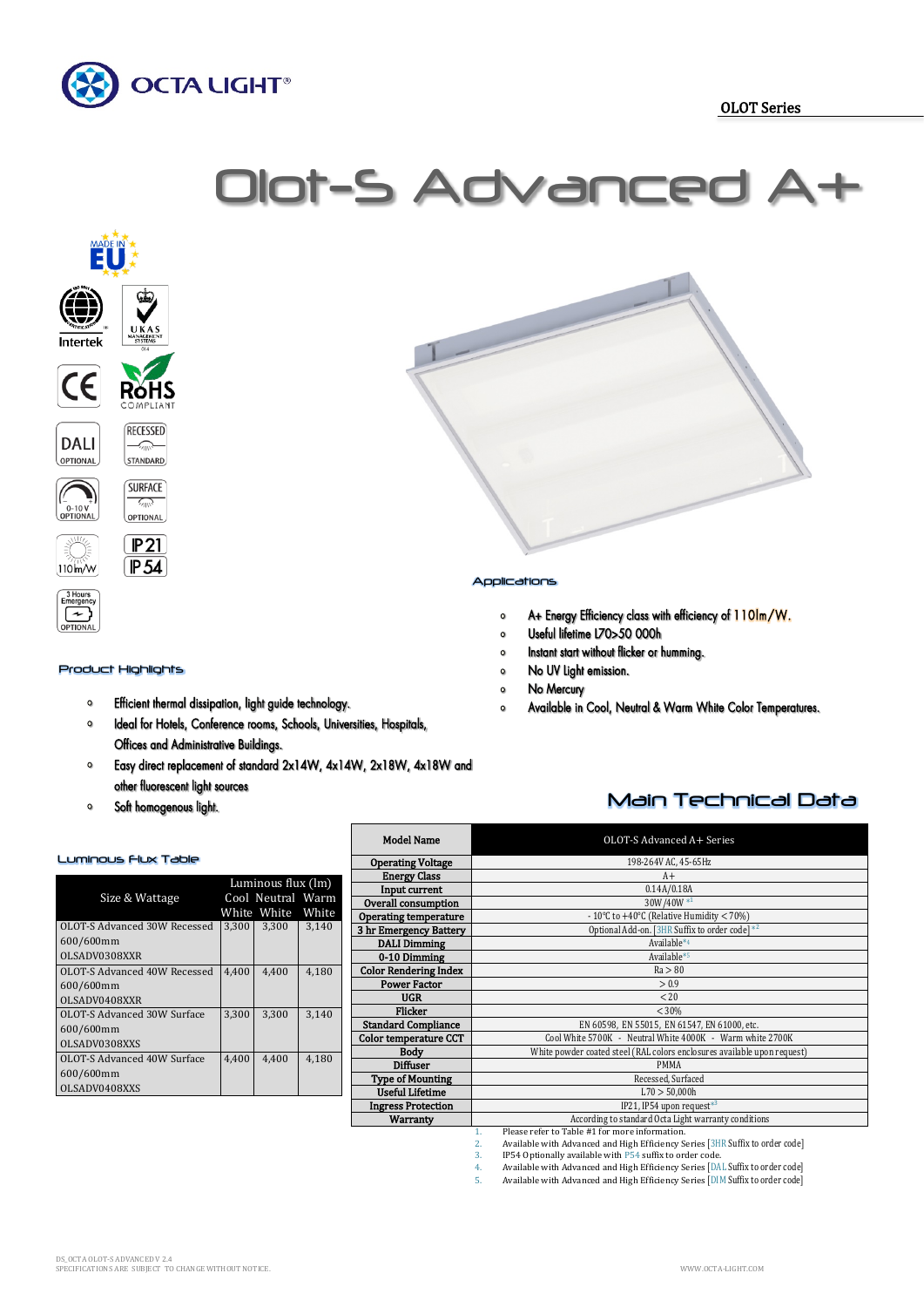OCTA LIGHT®

OLOT Series

# Olot-S Advanced A+

MADE IN EU

Intertek | UKAS MANAGEMENT SYSTEMS | CE | RoHS COMPLIANT | DALI OPTIONAL | RECESSED STANDARD | 0-10V OPTIONAL | SURFACE OPTIONAL | 110lm/W | IP21 IP54 | 3 Hours Emergency OPTIONAL

## Applications

- A+ Energy Efficiency class with efficiency of 110lm/W.
- Useful lifetime L70>50 000h
- Instant start without flicker or humming.
- No UV Light emission.
- No Mercury
- Available in Cool, Neutral & Warm White Color Temperatures.

## Product Highlights

- Efficient thermal dissipation, light guide technology.
- Ideal for Hotels, Conference rooms, Schools, Universities, Hospitals, Offices and Administrative Buildings.
- Easy direct replacement of standard 2x14W, 4x14W, 2x18W, 4x18W and other fluorescent light sources
- Soft homogenous light.

## Luminous Flux Table

| Size & Wattage | Luminous flux (lm) | | |
|---|---|---|---|
| | Cool White | Neutral White | Warm White |
| OLOT-S Advanced 30W Recessed 600/600mm OLSADV0308XXR | 3,300 | 3,300 | 3,140 |
| OLOT-S Advanced 40W Recessed 600/600mm OLSADV0408XXR | 4,400 | 4,400 | 4,180 |
| OLOT-S Advanced 30W Surface 600/600mm OLSADV0308XXS | 3,300 | 3,300 | 3,140 |
| OLOT-S Advanced 40W Surface 600/600mm OLSADV0408XXS | 4,400 | 4,400 | 4,180 |

## Main Technical Data

| Model Name | OLOT-S Advanced A+ Series |
|---|---|
| Operating Voltage | 198-264V AC, 45-65Hz |
| Energy Class | A+ |
| Input current | 0.14A/0.18A |
| Overall consumption | 30W/40W *1 |
| Operating temperature | - 10°C to +40°C (Relative Humidity < 70%) |
| 3 hr Emergency Battery | Optional Add-on. [3HR Suffix to order code] *2 |
| DALI Dimming | Available*4 |
| 0-10 Dimming | Available*5 |
| Color Rendering Index | Ra > 80 |
| Power Factor | > 0.9 |
| UGR | < 20 |
| Flicker | < 30% |
| Standard Compliance | EN 60598, EN 55015, EN 61547, EN 61000, etc. |
| Color temperature CCT | Cool White 5700K - Neutral White 4000K - Warm white 2700K |
| Body | White powder coated steel (RAL colors enclosures available upon request) |
| Diffuser | PMMA |
| Type of Mounting | Recessed, Surfaced |
| Useful Lifetime | L70 > 50,000h |
| Ingress Protection | IP21, IP54 upon request*3 |
| Warranty | According to standard Octa Light warranty conditions |

1. Please refer to Table #1 for more information.
2. Available with Advanced and High Efficiency Series [3HR Suffix to order code]
3. IP54 Optionally available with P54 suffix to order code.
4. Available with Advanced and High Efficiency Series [DAL Suffix to order code]
5. Available with Advanced and High Efficiency Series [DIM Suffix to order code]

DS_OCTA OLOT-S ADVANCED V 2.4
SPECIFICATIONS ARE SUBJECT TO CHANGE WITHOUT NOTICE.

WWW.OCTA-LIGHT.COM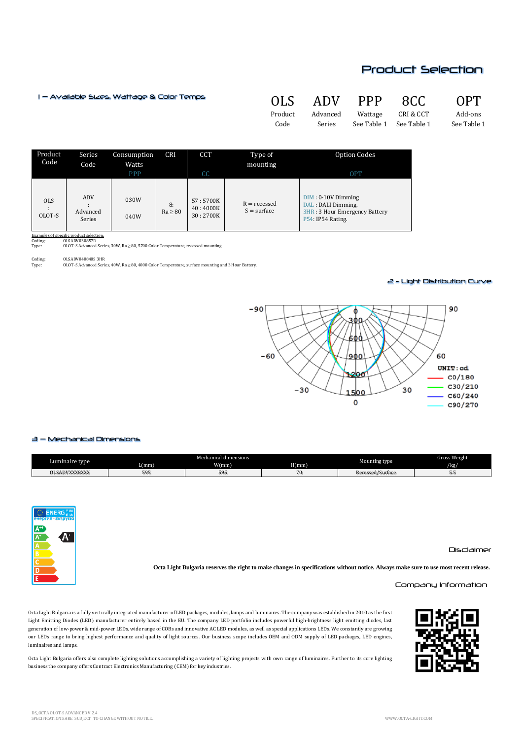# Product Selection

## 1 – Available Sizes, Wattage & Color Temps

| OLS | ADV | PPP | 8CC | OPT |
|---|---|---|---|---|
| Product Code | Advanced Series | Wattage See Table 1 | CRI & CCT See Table 1 | Add-ons See Table 1 |

| Product Code | Series Code | Consumption Watts PPP | CRI | CCT CC | Type of mounting | Option Codes OPT |
|---|---|---|---|---|---|---|
| OLS : OLOT-S | ADV : Advanced Series | 030W 040W | 8: Ra ≥ 80 | 57 : 5700K 40 : 4000K 30 : 2700K | R = recessed S = surface | DIM : 0-10V Dimming DAL : DALI Dimming. 3HR : 3 Hour Emergency Battery P54: IP54 Rating. |

Examples of specific product selection:

Coding: OLSADV030857R
Type: OLOT-S Advanced Series, 30W, Ra ≥ 80, 5700 Color Temperature, recessed mounting

Coding: OLSADV040840S 3HR
Type: OLOT-S Advanced Series, 40W, Ra ≥ 80, 4000 Color Temperature, surface mounting and 3 Hour Battery.

## 2 - Light Distribution Curve

-90 0 90
300
600
-60 900 60
1200
-30 1500 30
0

UNIT: cd
C0/180
C30/210
C60/240
C90/270

## 3 – Mechanical Dimensions

| Luminaire type | Mechanical dimensions L(mm) | W(mm) | H(mm) | Mounting type | Gross Weight /kg/ |
|---|---|---|---|---|---|
| OLSADVXXX8XXX | 595 | 595 | 70 | Recessed/Surface | 5.5 |

ENERGY A+

## Disclaimer

**Octa Light Bulgaria reserves the right to make changes in specifications without notice. Always make sure to use most recent release.**

## Company Information

Octa Light Bulgaria is a fully vertically integrated manufacturer of LED packages, modules, lamps and luminaires. The company was established in 2010 as the first Light Emitting Diodes (LED) manufacturer entirely based in the EU. The company LED portfolio includes powerful high-brightness light emitting diodes, last generation of low-power & mid-power LEDs, wide range of COBs and innovative AC LED modules, as well as special applications LEDs. We constantly are growing our LEDs range to bring highest performance and quality of light sources. Our business scope includes OEM and ODM supply of LED packages, LED engines, luminaires and lamps.

Octa Light Bulgaria offers also complete lighting solutions accomplishing a variety of lighting projects with own range of luminaires. Further to its core lighting business the company offers Contract Electronics Manufacturing (CEM) for key industries.

DS_OCTA OLOT-S ADVANCED V 2.4
SPECIFICATIONS ARE SUBJECT TO CHANGE WITHOUT NOTICE.

WWW.OCTA-LIGHT.COM